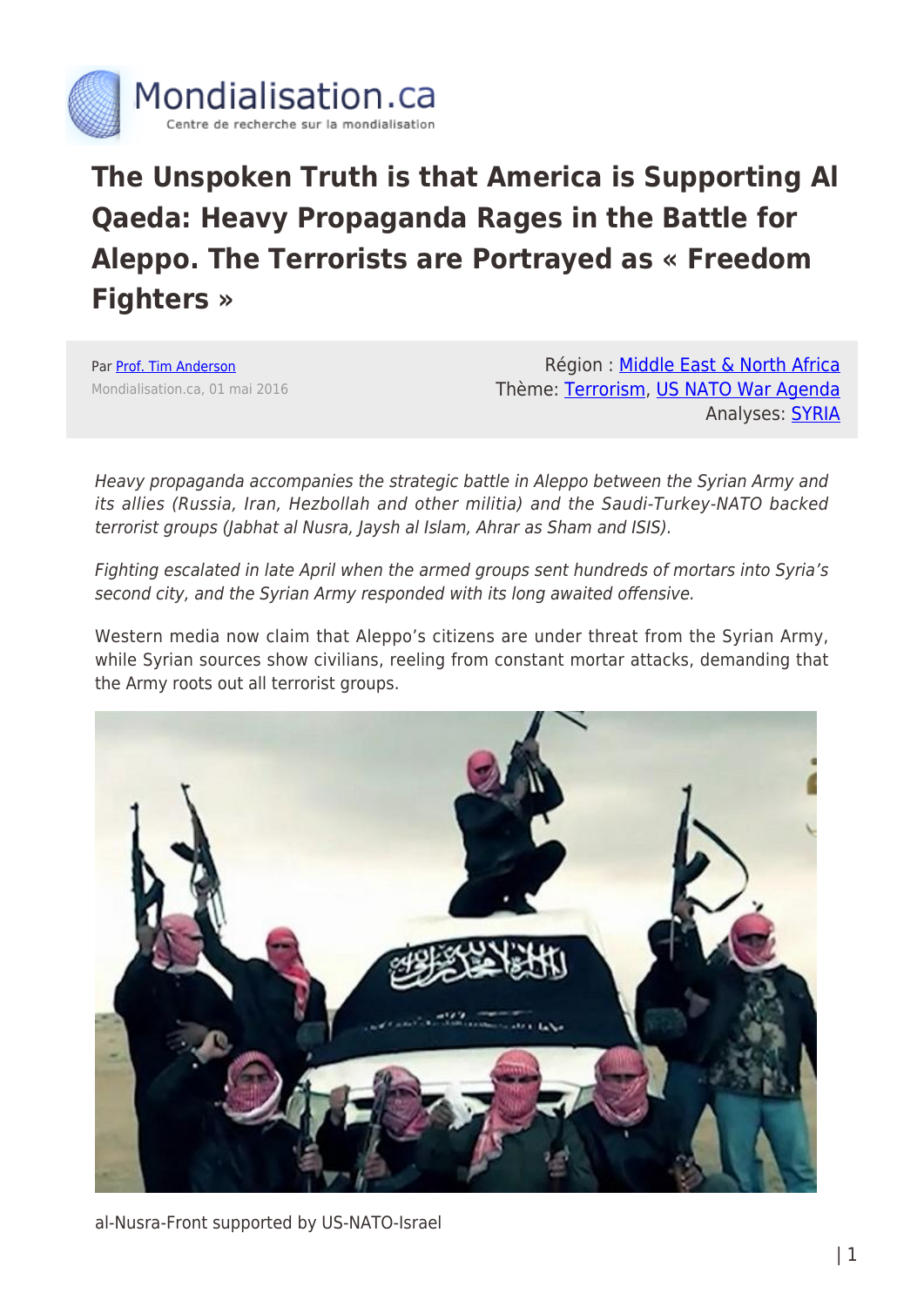# The Unspoken Truth is that America is Supporting Al Qaeda: Heavy Propaganda Rages in the Battle for Aleppo. The Terrorists are Portrayed as « Freedom Fighters »

Par [Prof. Tim Anderson]
Mondialisation.ca, 01 mai 2016

Région : [Middle East & North Africa]
Thème: [Terrorism], [US NATO War Agenda]
Analyses: [SYRIA]

*Heavy propaganda accompanies the strategic battle in Aleppo between the Syrian Army and its allies (Russia, Iran, Hezbollah and other militia) and the Saudi-Turkey-NATO backed terrorist groups (Jabhat al Nusra, Jaysh al Islam, Ahrar as Sham and ISIS).*

*Fighting escalated in late April when the armed groups sent hundreds of mortars into Syria's second city, and the Syrian Army responded with its long awaited offensive.*

Western media now claim that Aleppo's citizens are under threat from the Syrian Army, while Syrian sources show civilians, reeling from constant mortar attacks, demanding that the Army roots out all terrorist groups.

al-Nusra-Front supported by US-NATO-Israel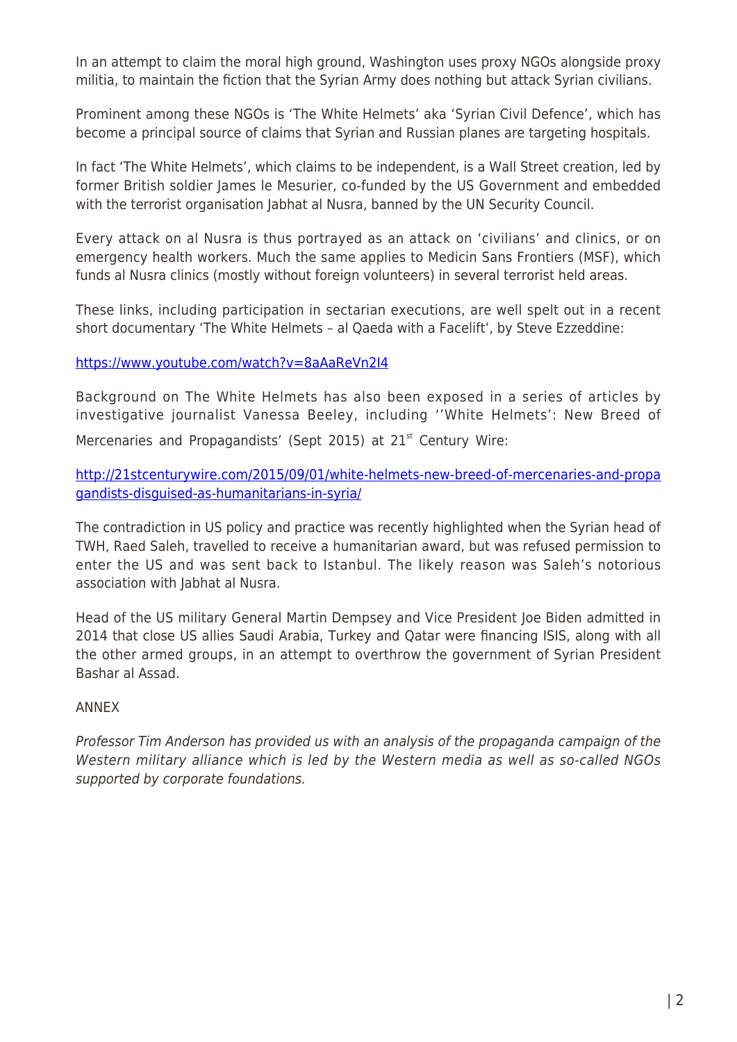In an attempt to claim the moral high ground, Washington uses proxy NGOs alongside proxy militia, to maintain the fiction that the Syrian Army does nothing but attack Syrian civilians.

Prominent among these NGOs is 'The White Helmets' aka 'Syrian Civil Defence', which has become a principal source of claims that Syrian and Russian planes are targeting hospitals.

In fact 'The White Helmets', which claims to be independent, is a Wall Street creation, led by former British soldier James le Mesurier, co-funded by the US Government and embedded with the terrorist organisation Jabhat al Nusra, banned by the UN Security Council.

Every attack on al Nusra is thus portrayed as an attack on 'civilians' and clinics, or on emergency health workers. Much the same applies to Medicin Sans Frontiers (MSF), which funds al Nusra clinics (mostly without foreign volunteers) in several terrorist held areas.

These links, including participation in sectarian executions, are well spelt out in a recent short documentary 'The White Helmets – al Qaeda with a Facelift', by Steve Ezzeddine:

[https://www.youtube.com/watch?v=8aAaReVn2I4](https://www.youtube.com/watch?v=8aAaReVn2I4)

Background on The White Helmets has also been exposed in a series of articles by investigative journalist Vanessa Beeley, including ''White Helmets': New Breed of Mercenaries and Propagandists' (Sept 2015) at 21st Century Wire:

[http://21stcenturywire.com/2015/09/01/white-helmets-new-breed-of-mercenaries-and-propagandists-disguised-as-humanitarians-in-syria/](http://21stcenturywire.com/2015/09/01/white-helmets-new-breed-of-mercenaries-and-propagandists-disguised-as-humanitarians-in-syria/)

The contradiction in US policy and practice was recently highlighted when the Syrian head of TWH, Raed Saleh, travelled to receive a humanitarian award, but was refused permission to enter the US and was sent back to Istanbul. The likely reason was Saleh's notorious association with Jabhat al Nusra.

Head of the US military General Martin Dempsey and Vice President Joe Biden admitted in 2014 that close US allies Saudi Arabia, Turkey and Qatar were financing ISIS, along with all the other armed groups, in an attempt to overthrow the government of Syrian President Bashar al Assad.

ANNEX

*Professor Tim Anderson has provided us with an analysis of the propaganda campaign of the Western military alliance which is led by the Western media as well as so-called NGOs supported by corporate foundations.*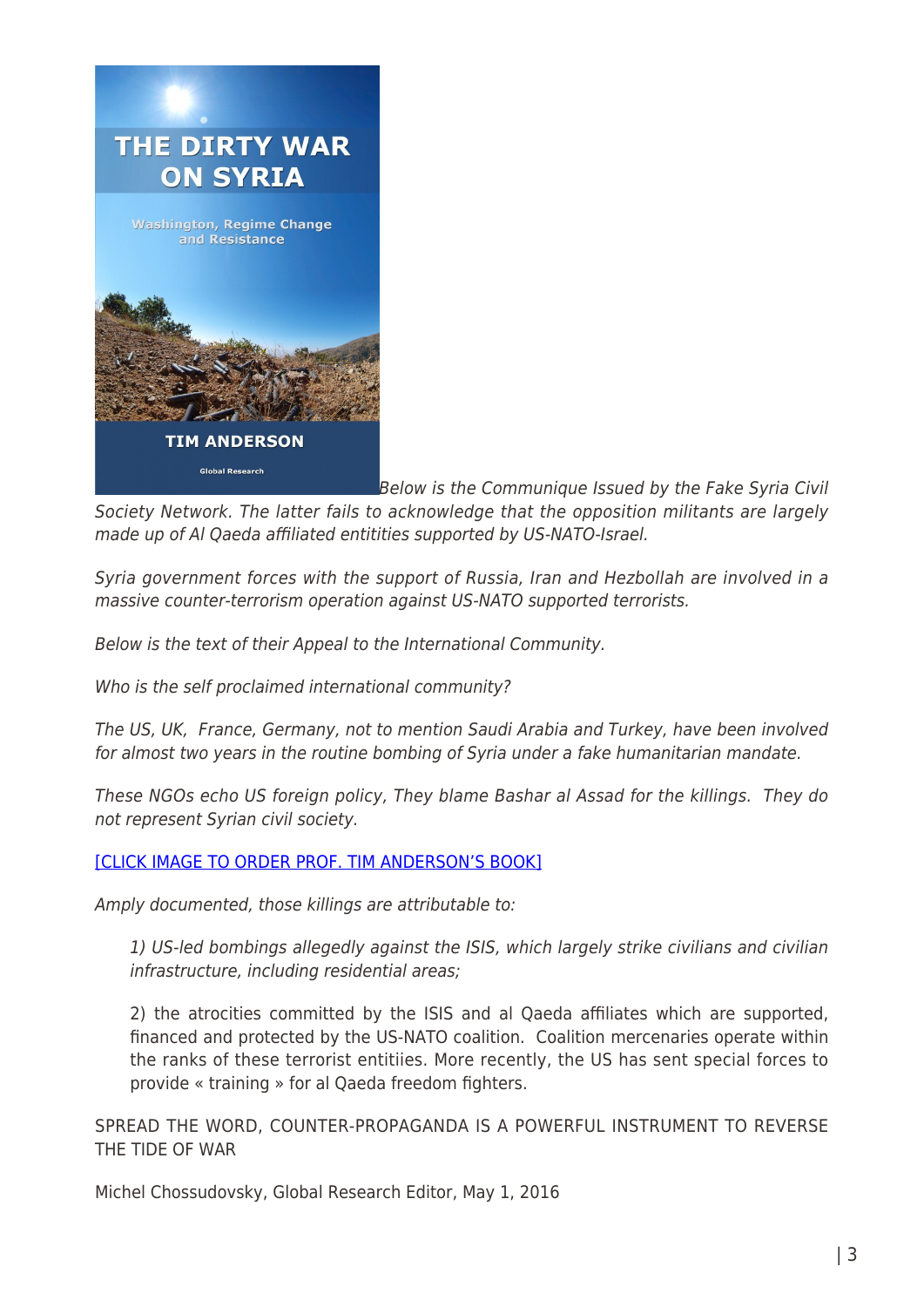*Below is the Communique Issued by the Fake Syria Civil Society Network. The latter fails to acknowledge that the opposition militants are largely made up of Al Qaeda affiliated entitities supported by US-NATO-Israel.*

*Syria government forces with the support of Russia, Iran and Hezbollah are involved in a massive counter-terrorism operation against US-NATO supported terrorists.*

*Below is the text of their Appeal to the International Community.*

*Who is the self proclaimed international community?*

*The US, UK, France, Germany, not to mention Saudi Arabia and Turkey, have been involved for almost two years in the routine bombing of Syria under a fake humanitarian mandate.*

*These NGOs echo US foreign policy, They blame Bashar al Assad for the killings. They do not represent Syrian civil society.*

[CLICK IMAGE TO ORDER PROF. TIM ANDERSON'S BOOK]

*Amply documented, those killings are attributable to:*

> *1) US-led bombings allegedly against the ISIS, which largely strike civilians and civilian infrastructure, including residential areas;*
>
> 2) the atrocities committed by the ISIS and al Qaeda affiliates which are supported, financed and protected by the US-NATO coalition. Coalition mercenaries operate within the ranks of these terrorist entitiies. More recently, the US has sent special forces to provide « training » for al Qaeda freedom fighters.

SPREAD THE WORD, COUNTER-PROPAGANDA IS A POWERFUL INSTRUMENT TO REVERSE THE TIDE OF WAR

Michel Chossudovsky, Global Research Editor, May 1, 2016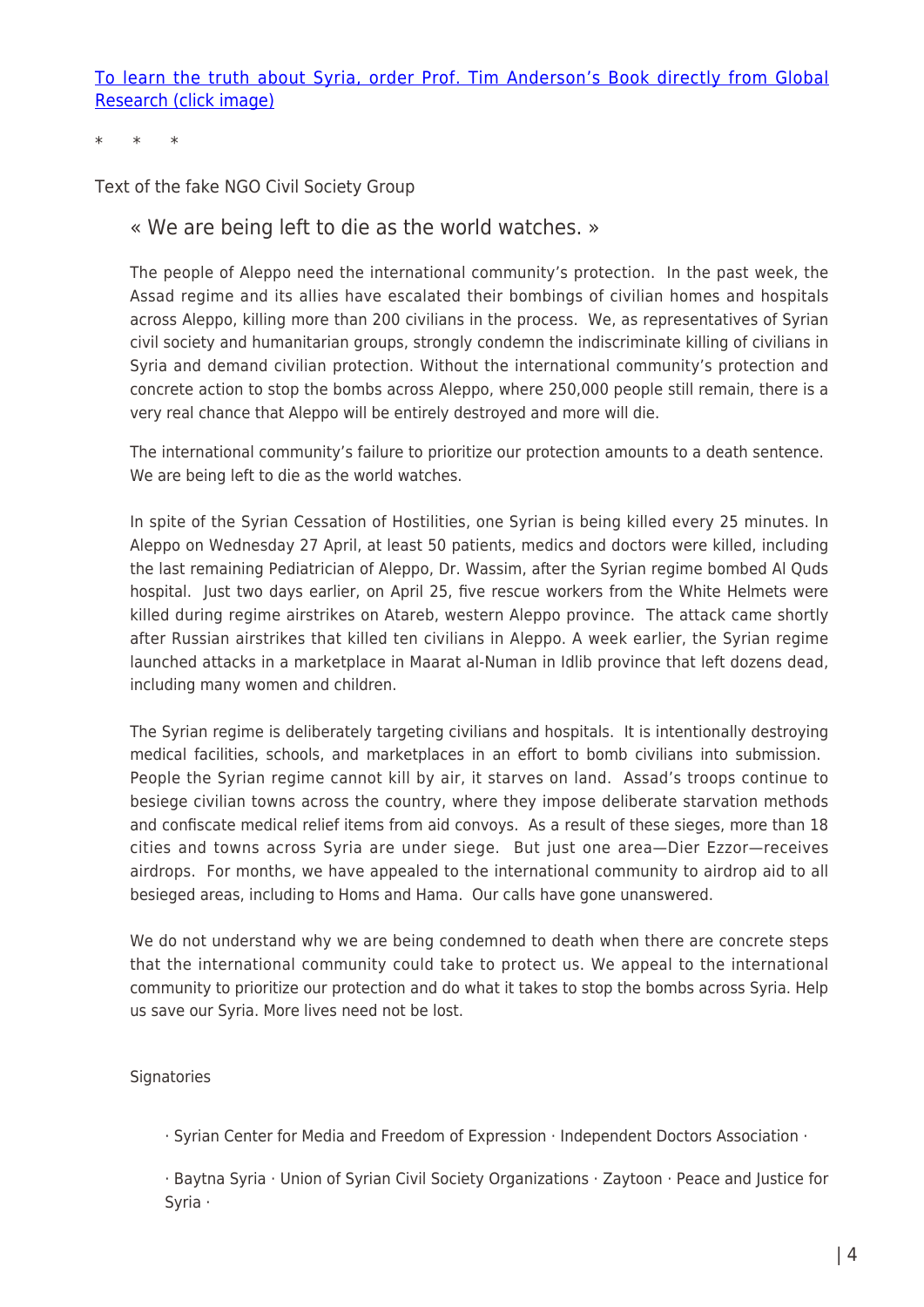[To learn the truth about Syria, order Prof. Tim Anderson's Book directly from Global Research (click image)]

\*     \*     \*

Text of the fake NGO Civil Society Group

> « We are being left to die as the world watches. »
>
> The people of Aleppo need the international community's protection. In the past week, the Assad regime and its allies have escalated their bombings of civilian homes and hospitals across Aleppo, killing more than 200 civilians in the process. We, as representatives of Syrian civil society and humanitarian groups, strongly condemn the indiscriminate killing of civilians in Syria and demand civilian protection. Without the international community's protection and concrete action to stop the bombs across Aleppo, where 250,000 people still remain, there is a very real chance that Aleppo will be entirely destroyed and more will die.
>
> The international community's failure to prioritize our protection amounts to a death sentence. We are being left to die as the world watches.
>
> In spite of the Syrian Cessation of Hostilities, one Syrian is being killed every 25 minutes. In Aleppo on Wednesday 27 April, at least 50 patients, medics and doctors were killed, including the last remaining Pediatrician of Aleppo, Dr. Wassim, after the Syrian regime bombed Al Quds hospital. Just two days earlier, on April 25, five rescue workers from the White Helmets were killed during regime airstrikes on Atareb, western Aleppo province. The attack came shortly after Russian airstrikes that killed ten civilians in Aleppo. A week earlier, the Syrian regime launched attacks in a marketplace in Maarat al-Numan in Idlib province that left dozens dead, including many women and children.
>
> The Syrian regime is deliberately targeting civilians and hospitals. It is intentionally destroying medical facilities, schools, and marketplaces in an effort to bomb civilians into submission. People the Syrian regime cannot kill by air, it starves on land. Assad's troops continue to besiege civilian towns across the country, where they impose deliberate starvation methods and confiscate medical relief items from aid convoys. As a result of these sieges, more than 18 cities and towns across Syria are under siege. But just one area—Dier Ezzor—receives airdrops. For months, we have appealed to the international community to airdrop aid to all besieged areas, including to Homs and Hama. Our calls have gone unanswered.
>
> We do not understand why we are being condemned to death when there are concrete steps that the international community could take to protect us. We appeal to the international community to prioritize our protection and do what it takes to stop the bombs across Syria. Help us save our Syria. More lives need not be lost.
>
> Signatories
>
> · Syrian Center for Media and Freedom of Expression · Independent Doctors Association ·
>
> · Baytna Syria · Union of Syrian Civil Society Organizations · Zaytoon · Peace and Justice for Syria ·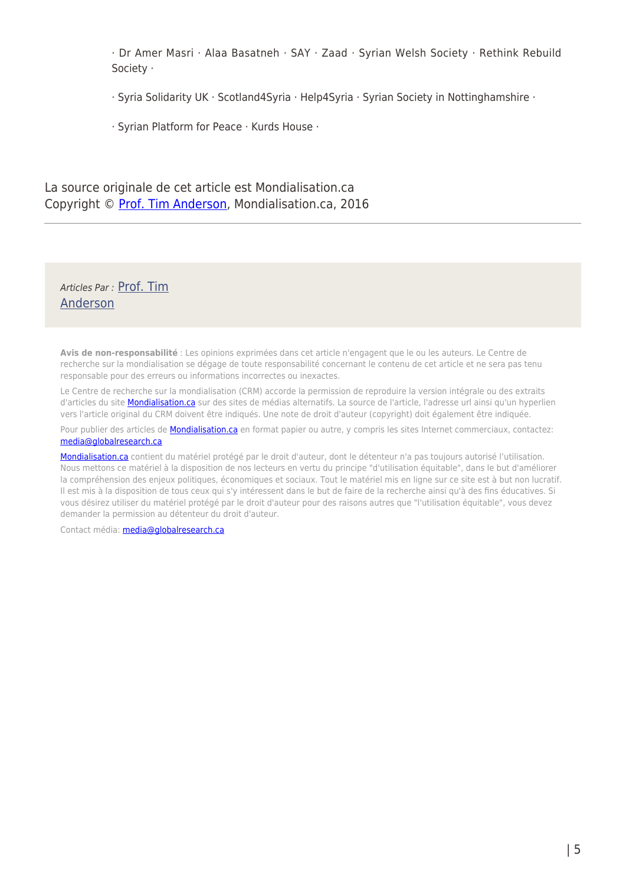· Dr Amer Masri · Alaa Basatneh · SAY · Zaad · Syrian Welsh Society · Rethink Rebuild Society ·

· Syria Solidarity UK · Scotland4Syria · Help4Syria · Syrian Society in Nottinghamshire ·

· Syrian Platform for Peace · Kurds House ·

La source originale de cet article est Mondialisation.ca
Copyright © Prof. Tim Anderson, Mondialisation.ca, 2016

---

*Articles Par :* Prof. Tim Anderson

**Avis de non-responsabilité** : Les opinions exprimées dans cet article n'engagent que le ou les auteurs. Le Centre de recherche sur la mondialisation se dégage de toute responsabilité concernant le contenu de cet article et ne sera pas tenu responsable pour des erreurs ou informations incorrectes ou inexactes.

Le Centre de recherche sur la mondialisation (CRM) accorde la permission de reproduire la version intégrale ou des extraits d'articles du site Mondialisation.ca sur des sites de médias alternatifs. La source de l'article, l'adresse url ainsi qu'un hyperlien vers l'article original du CRM doivent être indiqués. Une note de droit d'auteur (copyright) doit également être indiquée.

Pour publier des articles de Mondialisation.ca en format papier ou autre, y compris les sites Internet commerciaux, contactez: media@globalresearch.ca

Mondialisation.ca contient du matériel protégé par le droit d'auteur, dont le détenteur n'a pas toujours autorisé l'utilisation. Nous mettons ce matériel à la disposition de nos lecteurs en vertu du principe "d'utilisation équitable", dans le but d'améliorer la compréhension des enjeux politiques, économiques et sociaux. Tout le matériel mis en ligne sur ce site est à but non lucratif. Il est mis à la disposition de tous ceux qui s'y intéressent dans le but de faire de la recherche ainsi qu'à des fins éducatives. Si vous désirez utiliser du matériel protégé par le droit d'auteur pour des raisons autres que "l'utilisation équitable", vous devez demander la permission au détenteur du droit d'auteur.

Contact média: media@globalresearch.ca